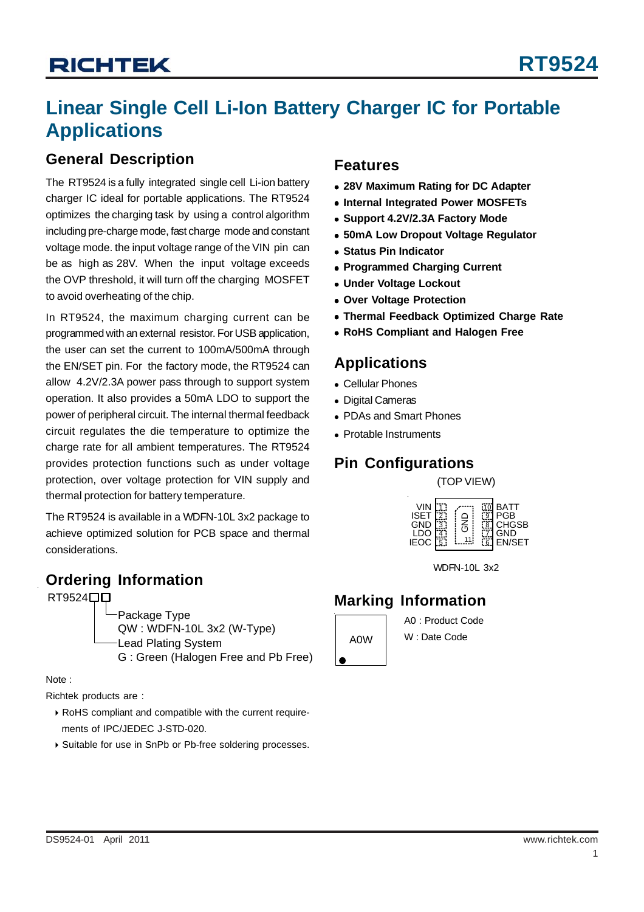# RT9524

## Linear Single Cell Li-Ion Battery Charger IC for Portable Applications

### General Description

The RT9524 is a fully integrated single cell Li-ion battery charger IC ideal for portable applications. The RT9524 optimizes the charging task by using a control algorithm including pre-charge mode, fast charge mode and constant voltage mode. the input voltage range of the VIN pin can be as high as 28V. When the input voltage exceeds the OVP threshold, it will turn off the charging MOSFET to avoid overheating of the chip.

In RT9524, the maximum charging current can be programmed with an external resistor. For USB application, the user can set the current to 100mA/500mA through the EN/SET pin. For the factory mode, the RT9524 can allow 4.2V/2.3A power pass through to support system operation. It also provides a 50mA LDO to support the power of peripheral circuit. The internal thermal feedback circuit regulates the die temperature to optimize the charge rate for all ambient temperatures. The RT9524 provides protection functions such as under voltage protection, over voltage protection for VIN supply and thermal protection for battery temperature.

The RT9524 is available in a WDFN-10L 3x2 package to achieve optimized solution for PCB space and thermal considerations.

### Ordering Information

RT9524□□

- Package Type
  - QW : WDFN-10L 3x2 (W-Type)
- Lead Plating System
  - G : Green (Halogen Free and Pb Free)

Note :

Richtek products are :

- RoHS compliant and compatible with the current requirements of IPC/JEDEC J-STD-020.
- Suitable for use in SnPb or Pb-free soldering processes.

### Features

- **28V Maximum Rating for DC Adapter**
- **Internal Integrated Power MOSFETs**
- **Support 4.2V/2.3A Factory Mode**
- **50mA Low Dropout Voltage Regulator**
- **Status Pin Indicator**
- **Programmed Charging Current**
- **Under Voltage Lockout**
- **Over Voltage Protection**
- **Thermal Feedback Optimized Charge Rate**
- **RoHS Compliant and Halogen Free**

### Applications

- Cellular Phones
- Digital Cameras
- PDAs and Smart Phones
- Protable Instruments

### Pin Configurations

(TOP VIEW)

| Pin | Name | Pin | Name |
|---|---|---|---|
| 1 | VIN | 10 | BATT |
| 2 | ISET | 9 | PGB |
| 3 | GND | 8 | CHGSB |
| 4 | LDO | 7 | GND |
| 5 | IEOC | 6 | EN/SET |
| 11 | GND (exposed pad) | | |

WDFN-10L 3x2

### Marking Information

A0W

A0 : Product Code

W : Date Code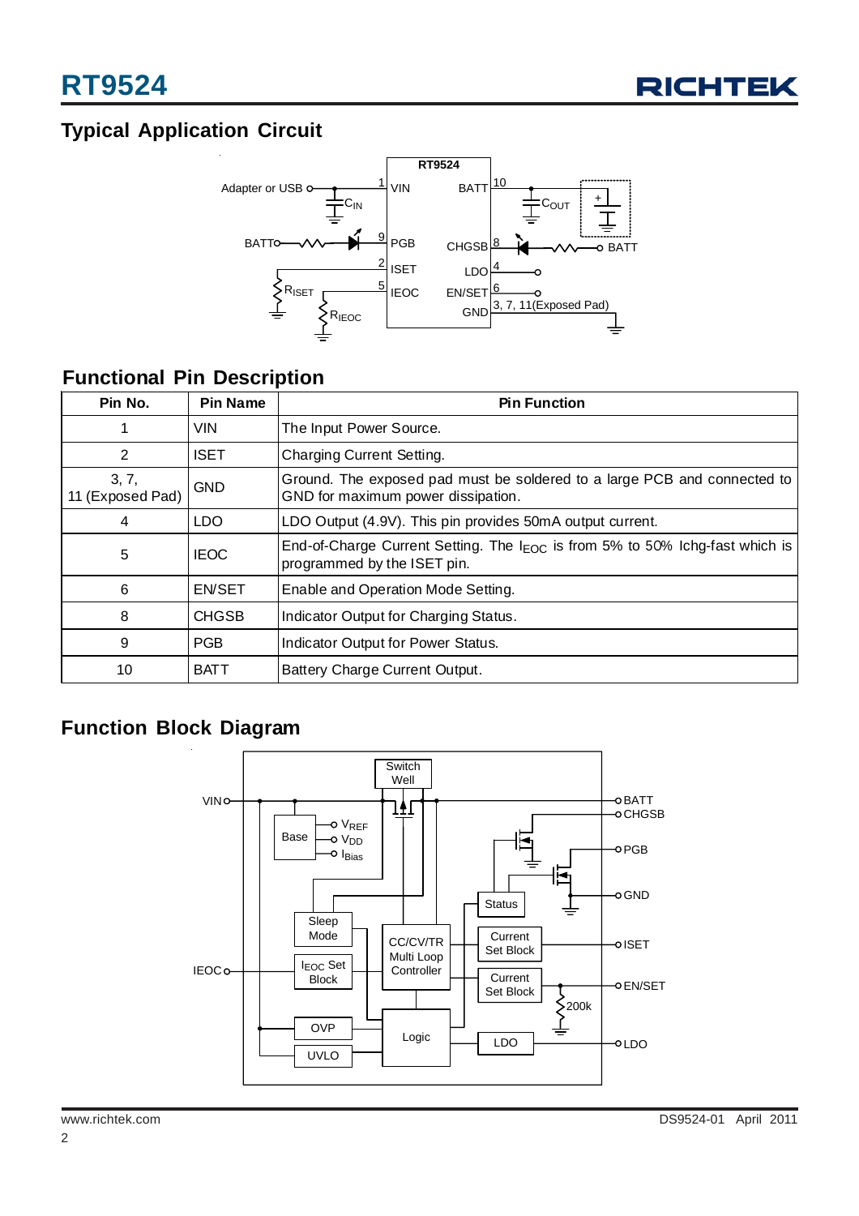## Typical Application Circuit

## Functional Pin Description

| Pin No. | Pin Name | Pin Function |
|---|---|---|
| 1 | VIN | The Input Power Source. |
| 2 | ISET | Charging Current Setting. |
| 3, 7, 11 (Exposed Pad) | GND | Ground. The exposed pad must be soldered to a large PCB and connected to GND for maximum power dissipation. |
| 4 | LDO | LDO Output (4.9V). This pin provides 50mA output current. |
| 5 | IEOC | End-of-Charge Current Setting. The $I_{EOC}$ is from 5% to 50% Ichg-fast which is programmed by the ISET pin. |
| 6 | EN/SET | Enable and Operation Mode Setting. |
| 8 | CHGSB | Indicator Output for Charging Status. |
| 9 | PGB | Indicator Output for Power Status. |
| 10 | BATT | Battery Charge Current Output. |

## Function Block Diagram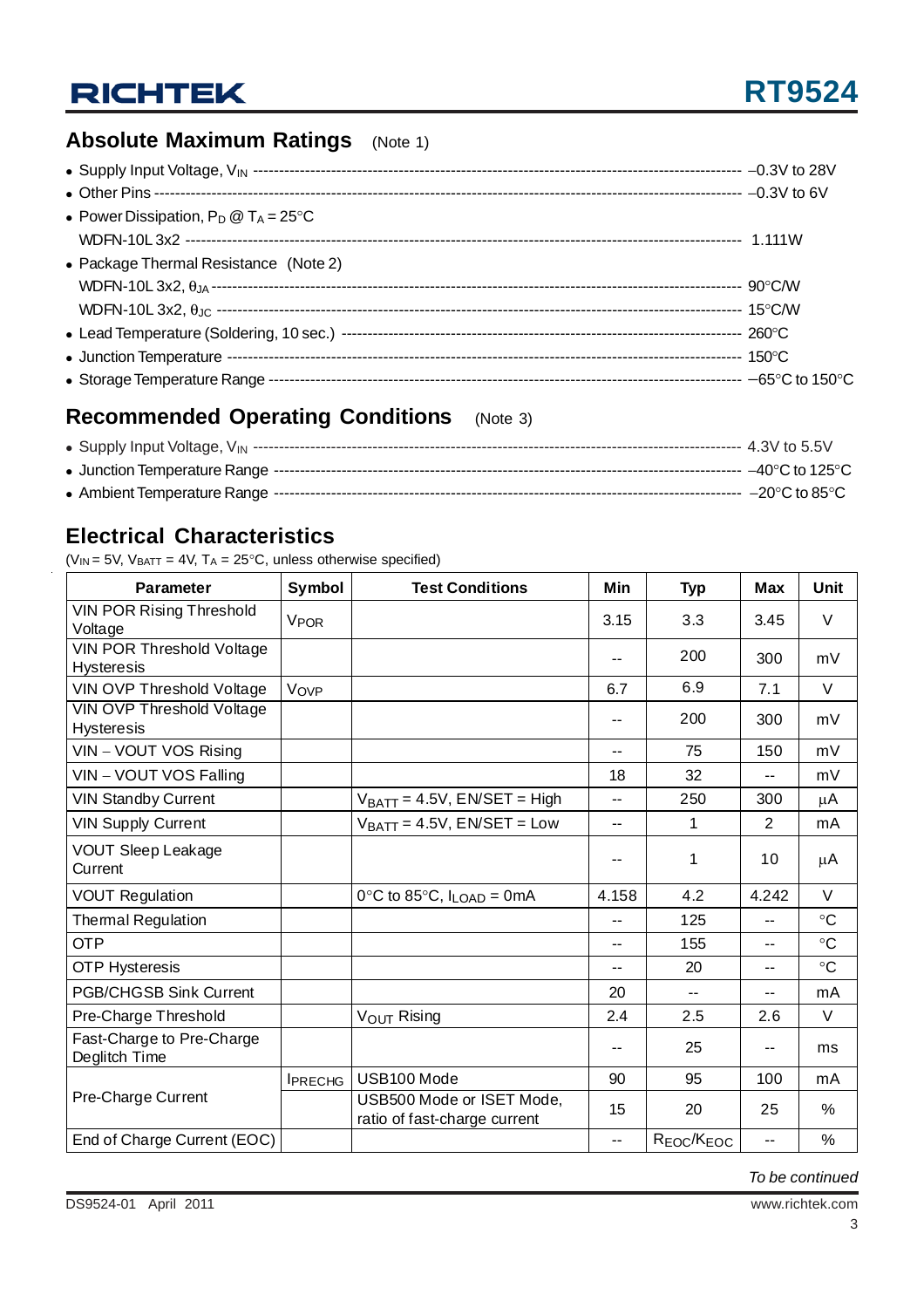## Absolute Maximum Ratings (Note 1)

- Supply Input Voltage, $V_{IN}$ ---------- –0.3V to 28V
- Other Pins ---------- –0.3V to 6V
- Power Dissipation, $P_D$ @ $T_A$ = 25°C
  WDFN-10L 3x2 ---------- 1.111W
- Package Thermal Resistance (Note 2)
  WDFN-10L 3x2, $\theta_{JA}$ ---------- 90°C/W
  WDFN-10L 3x2, $\theta_{JC}$ ---------- 15°C/W
- Lead Temperature (Soldering, 10 sec.) ---------- 260°C
- Junction Temperature ---------- 150°C
- Storage Temperature Range ---------- –65°C to 150°C

## Recommended Operating Conditions (Note 3)

- Supply Input Voltage, $V_{IN}$ ---------- 4.3V to 5.5V
- Junction Temperature Range ---------- –40°C to 125°C
- Ambient Temperature Range ---------- –20°C to 85°C

## Electrical Characteristics

($V_{IN}$ = 5V, $V_{BATT}$ = 4V, $T_A$ = 25°C, unless otherwise specified)

| Parameter | Symbol | Test Conditions | Min | Typ | Max | Unit |
|---|---|---|---|---|---|---|
| VIN POR Rising Threshold Voltage | $V_{POR}$ | | 3.15 | 3.3 | 3.45 | V |
| VIN POR Threshold Voltage Hysteresis | | | -- | 200 | 300 | mV |
| VIN OVP Threshold Voltage | $V_{OVP}$ | | 6.7 | 6.9 | 7.1 | V |
| VIN OVP Threshold Voltage Hysteresis | | | -- | 200 | 300 | mV |
| VIN – VOUT VOS Rising | | | -- | 75 | 150 | mV |
| VIN – VOUT VOS Falling | | | 18 | 32 | -- | mV |
| VIN Standby Current | | $V_{BATT}$ = 4.5V, EN/SET = High | -- | 250 | 300 | μA |
| VIN Supply Current | | $V_{BATT}$ = 4.5V, EN/SET = Low | -- | 1 | 2 | mA |
| VOUT Sleep Leakage Current | | | -- | 1 | 10 | μA |
| VOUT Regulation | | 0°C to 85°C, $I_{LOAD}$ = 0mA | 4.158 | 4.2 | 4.242 | V |
| Thermal Regulation | | | -- | 125 | -- | °C |
| OTP | | | -- | 155 | -- | °C |
| OTP Hysteresis | | | -- | 20 | -- | °C |
| PGB/CHGSB Sink Current | | | 20 | -- | -- | mA |
| Pre-Charge Threshold | | $V_{OUT}$ Rising | 2.4 | 2.5 | 2.6 | V |
| Fast-Charge to Pre-Charge Deglitch Time | | | -- | 25 | -- | ms |
| Pre-Charge Current | $I_{PRECHG}$ | USB100 Mode | 90 | 95 | 100 | mA |
| | | USB500 Mode or ISET Mode, ratio of fast-charge current | 15 | 20 | 25 | % |
| End of Charge Current (EOC) | | | -- | $R_{EOC}/K_{EOC}$ | -- | % |

*To be continued*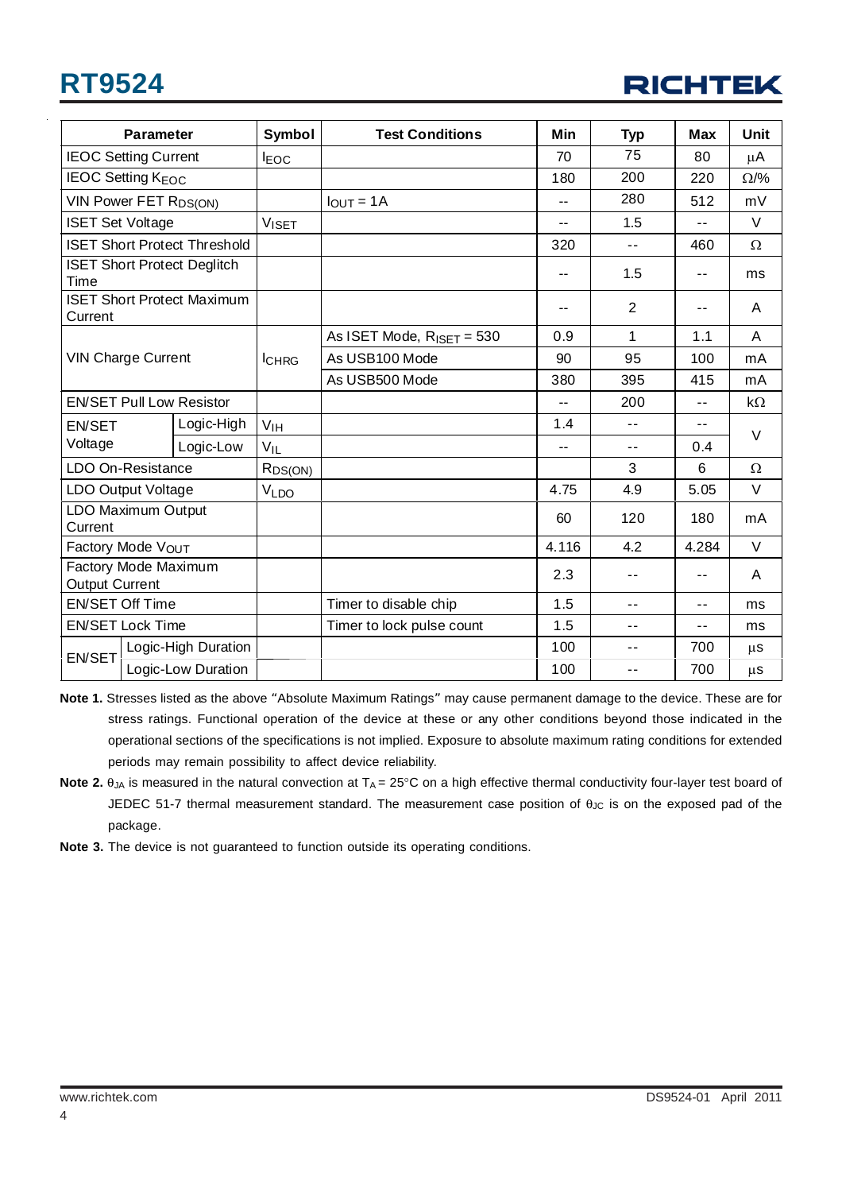| Parameter | | Symbol | Test Conditions | Min | Typ | Max | Unit |
|---|---|---|---|---|---|---|---|
| IEOC Setting Current | | $I_{EOC}$ | | 70 | 75 | 80 | μA |
| IEOC Setting $K_{EOC}$ | | | | 180 | 200 | 220 | Ω/% |
| VIN Power FET $R_{DS(ON)}$ | | | $I_{OUT}$ = 1A | -- | 280 | 512 | mV |
| ISET Set Voltage | | $V_{ISET}$ | | -- | 1.5 | -- | V |
| ISET Short Protect Threshold | | | | 320 | -- | 460 | Ω |
| ISET Short Protect Deglitch Time | | | | -- | 1.5 | -- | ms |
| ISET Short Protect Maximum Current | | | | -- | 2 | -- | A |
| VIN Charge Current | | $I_{CHRG}$ | As ISET Mode, $R_{ISET}$ = 530 | 0.9 | 1 | 1.1 | A |
| | | | As USB100 Mode | 90 | 95 | 100 | mA |
| | | | As USB500 Mode | 380 | 395 | 415 | mA |
| EN/SET Pull Low Resistor | | | | -- | 200 | -- | kΩ |
| EN/SET Voltage | Logic-High | $V_{IH}$ | | 1.4 | -- | -- | V |
| | Logic-Low | $V_{IL}$ | | -- | -- | 0.4 | |
| LDO On-Resistance | | $R_{DS(ON)}$ | | | 3 | 6 | Ω |
| LDO Output Voltage | | $V_{LDO}$ | | 4.75 | 4.9 | 5.05 | V |
| LDO Maximum Output Current | | | | 60 | 120 | 180 | mA |
| Factory Mode $V_{OUT}$ | | | | 4.116 | 4.2 | 4.284 | V |
| Factory Mode Maximum Output Current | | | | 2.3 | -- | -- | A |
| EN/SET Off Time | | | Timer to disable chip | 1.5 | -- | -- | ms |
| EN/SET Lock Time | | | Timer to lock pulse count | 1.5 | -- | -- | ms |
| EN/SET | Logic-High Duration | | | 100 | -- | 700 | μs |
| | Logic-Low Duration | | | 100 | -- | 700 | μs |

**Note 1.** Stresses listed as the above "Absolute Maximum Ratings" may cause permanent damage to the device. These are for stress ratings. Functional operation of the device at these or any other conditions beyond those indicated in the operational sections of the specifications is not implied. Exposure to absolute maximum rating conditions for extended periods may remain possibility to affect device reliability.

**Note 2.** $\theta_{JA}$ is measured in the natural convection at $T_A$ = 25°C on a high effective thermal conductivity four-layer test board of JEDEC 51-7 thermal measurement standard. The measurement case position of $\theta_{JC}$ is on the exposed pad of the package.

**Note 3.** The device is not guaranteed to function outside its operating conditions.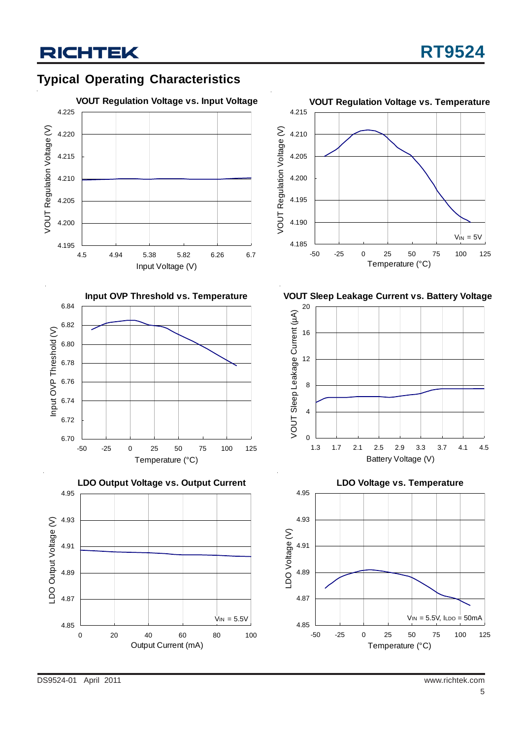## Typical Operating Characteristics

**VOUT Regulation Voltage vs. Input Voltage**

**VOUT Regulation Voltage vs. Temperature**

**Input OVP Threshold vs. Temperature**

**VOUT Sleep Leakage Current vs. Battery Voltage**

**LDO Output Voltage vs. Output Current**

**LDO Voltage vs. Temperature**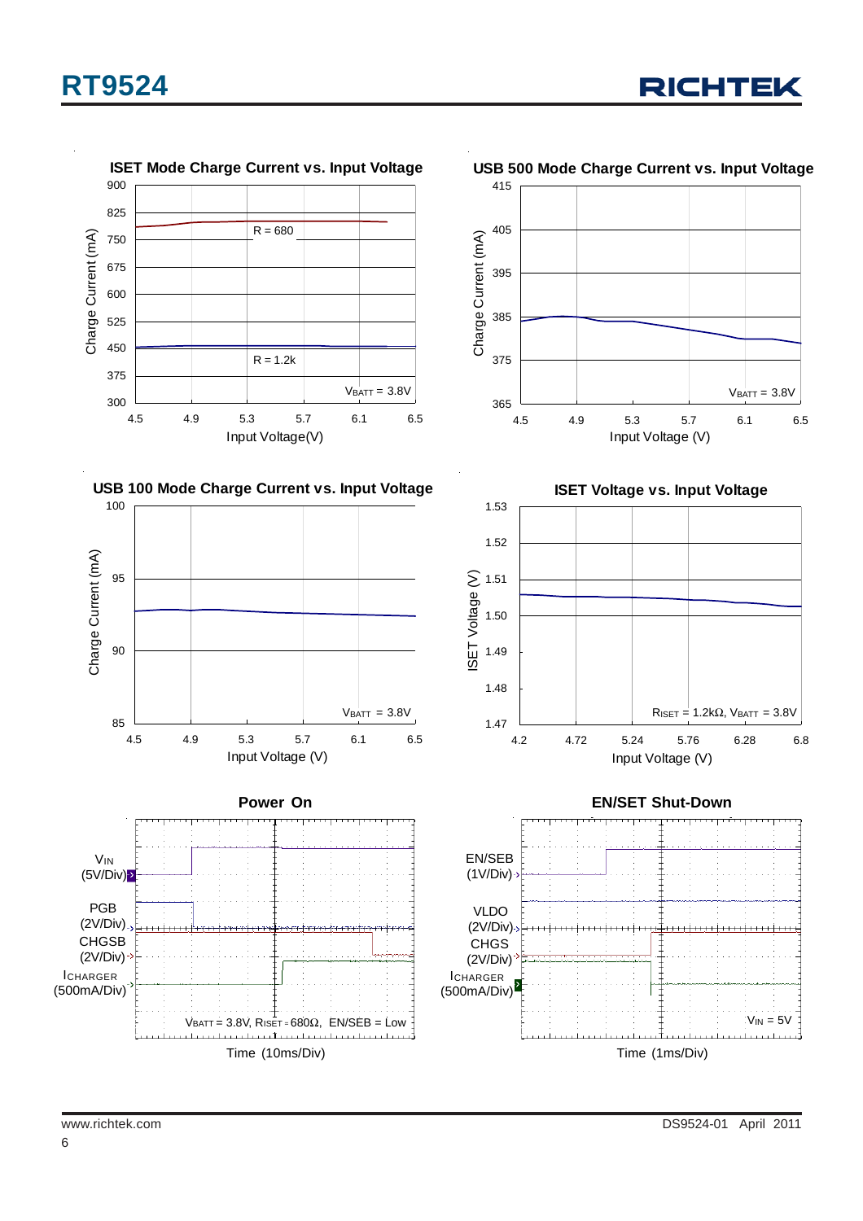ISET Mode Charge Current vs. Input Voltage

Charge Current (mA) vs. Input Voltage(V); R = 680; R = 1.2k; $V_{BATT}$ = 3.8V

USB 500 Mode Charge Current vs. Input Voltage

Charge Current (mA) vs. Input Voltage (V); $V_{BATT}$ = 3.8V

USB 100 Mode Charge Current vs. Input Voltage

Charge Current (mA) vs. Input Voltage (V); $V_{BATT}$ = 3.8V

ISET Voltage vs. Input Voltage

ISET Voltage (V) vs. Input Voltage (V); $R_{SET}$ = 1.2kΩ, $V_{BATT}$ = 3.8V

Power On

$V_{IN}$ (5V/Div); PGB (2V/Div); CHGSB (2V/Div); $I_{CHARGER}$ (500mA/Div); $V_{BATT}$ = 3.8V, $R_{ISET}$ = 680Ω, EN/SEB = Low; Time (10ms/Div)

EN/SET Shut-Down

EN/SEB (1V/Div); VLDO (2V/Div); CHGS (2V/Div); $I_{CHARGER}$ (500mA/Div); $V_{IN}$ = 5V; Time (1ms/Div)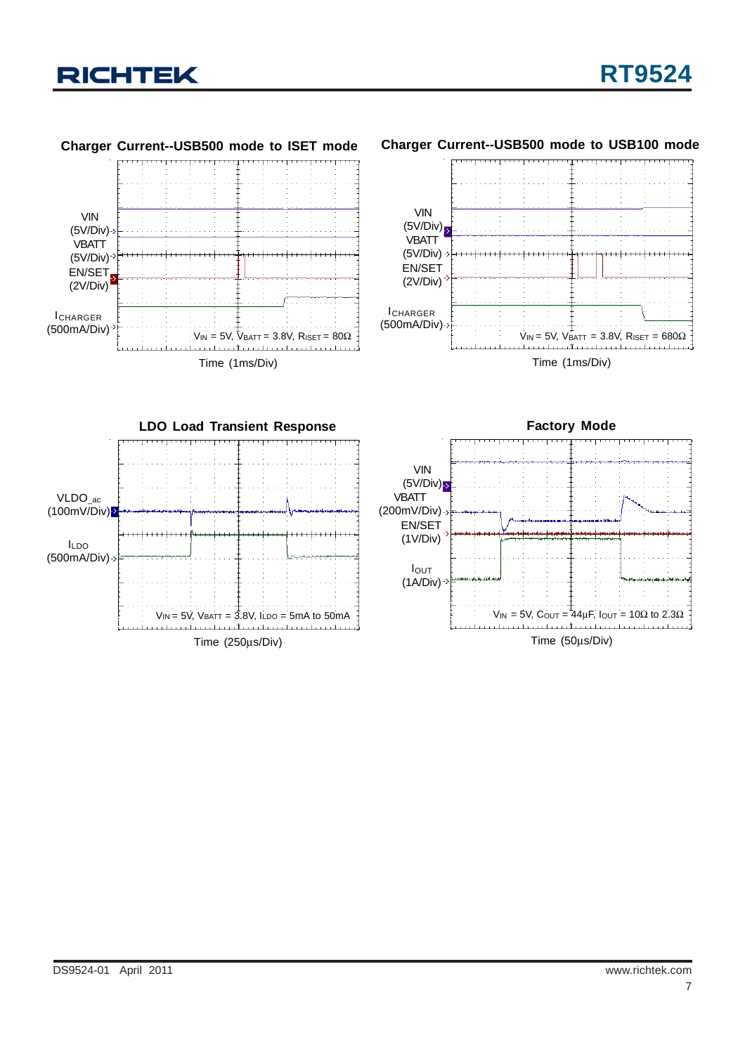**Charger Current--USB500 mode to ISET mode**

VIN (5V/Div)

VBATT (5V/Div)

EN/SET (2V/Div)

$I_{CHARGER}$ (500mA/Div)

$V_{IN}$ = 5V, $V_{BATT}$ = 3.8V, $R_{ISET}$ = 80Ω

Time (1ms/Div)

**Charger Current--USB500 mode to USB100 mode**

VIN (5V/Div)

VBATT (5V/Div)

EN/SET (2V/Div)

$I_{CHARGER}$ (500mA/Div)

$V_{IN}$ = 5V, $V_{BATT}$ = 3.8V, $R_{ISET}$ = 680Ω

Time (1ms/Div)

**LDO Load Transient Response**

VLDO_ac (100mV/Div)

$I_{LDO}$ (500mA/Div)

$V_{IN}$ = 5V, $V_{BATT}$ = 3.8V, $I_{LDO}$ = 5mA to 50mA

Time (250μs/Div)

**Factory Mode**

VIN (5V/Div)

VBATT (200mV/Div)

EN/SET (1V/Div)

$I_{OUT}$ (1A/Div)

$V_{IN}$ = 5V, $C_{OUT}$ = 44μF, $I_{OUT}$ = 10Ω to 2.3Ω

Time (50μs/Div)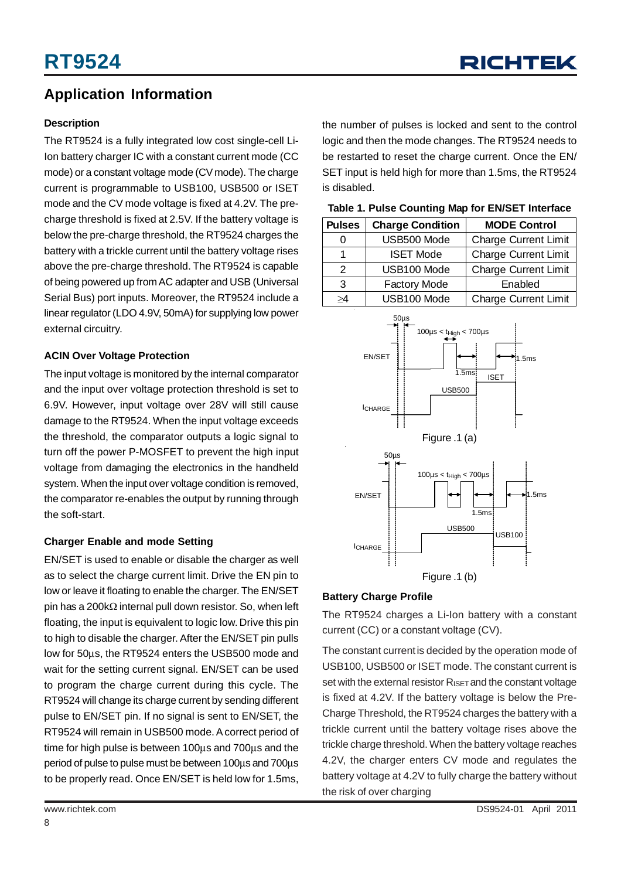## Application Information

### Description

The RT9524 is a fully integrated low cost single-cell Li-Ion battery charger IC with a constant current mode (CC mode) or a constant voltage mode (CV mode). The charge current is programmable to USB100, USB500 or ISET mode and the CV mode voltage is fixed at 4.2V. The pre-charge threshold is fixed at 2.5V. If the battery voltage is below the pre-charge threshold, the RT9524 charges the battery with a trickle current until the battery voltage rises above the pre-charge threshold. The RT9524 is capable of being powered up from AC adapter and USB (Universal Serial Bus) port inputs. Moreover, the RT9524 include a linear regulator (LDO 4.9V, 50mA) for supplying low power external circuitry.

### ACIN Over Voltage Protection

The input voltage is monitored by the internal comparator and the input over voltage protection threshold is set to 6.9V. However, input voltage over 28V will still cause damage to the RT9524. When the input voltage exceeds the threshold, the comparator outputs a logic signal to turn off the power P-MOSFET to prevent the high input voltage from damaging the electronics in the handheld system. When the input over voltage condition is removed, the comparator re-enables the output by running through the soft-start.

### Charger Enable and mode Setting

EN/SET is used to enable or disable the charger as well as to select the charge current limit. Drive the EN pin to low or leave it floating to enable the charger. The EN/SET pin has a 200kΩ internal pull down resistor. So, when left floating, the input is equivalent to logic low. Drive this pin to high to disable the charger. After the EN/SET pin pulls low for 50μs, the RT9524 enters the USB500 mode and wait for the setting current signal. EN/SET can be used to program the charge current during this cycle. The RT9524 will change its charge current by sending different pulse to EN/SET pin. If no signal is sent to EN/SET, the RT9524 will remain in USB500 mode. A correct period of time for high pulse is between 100μs and 700μs and the period of pulse to pulse must be between 100μs and 700μs to be properly read. Once EN/SET is held low for 1.5ms, the number of pulses is locked and sent to the control logic and then the mode changes. The RT9524 needs to be restarted to reset the charge current. Once the EN/SET input is held high for more than 1.5ms, the RT9524 is disabled.

**Table 1. Pulse Counting Map for EN/SET Interface**

| Pulses | Charge Condition | MODE Control |
|---|---|---|
| 0 | USB500 Mode | Charge Current Limit |
| 1 | ISET Mode | Charge Current Limit |
| 2 | USB100 Mode | Charge Current Limit |
| 3 | Factory Mode | Enabled |
| ≥4 | USB100 Mode | Charge Current Limit |

Figure .1 (a)

Figure .1 (b)

### Battery Charge Profile

The RT9524 charges a Li-Ion battery with a constant current (CC) or a constant voltage (CV).

The constant current is decided by the operation mode of USB100, USB500 or ISET mode. The constant current is set with the external resistor $R_{ISET}$ and the constant voltage is fixed at 4.2V. If the battery voltage is below the Pre-Charge Threshold, the RT9524 charges the battery with a trickle current until the battery voltage rises above the trickle charge threshold. When the battery voltage reaches 4.2V, the charger enters CV mode and regulates the battery voltage at 4.2V to fully charge the battery without the risk of over charging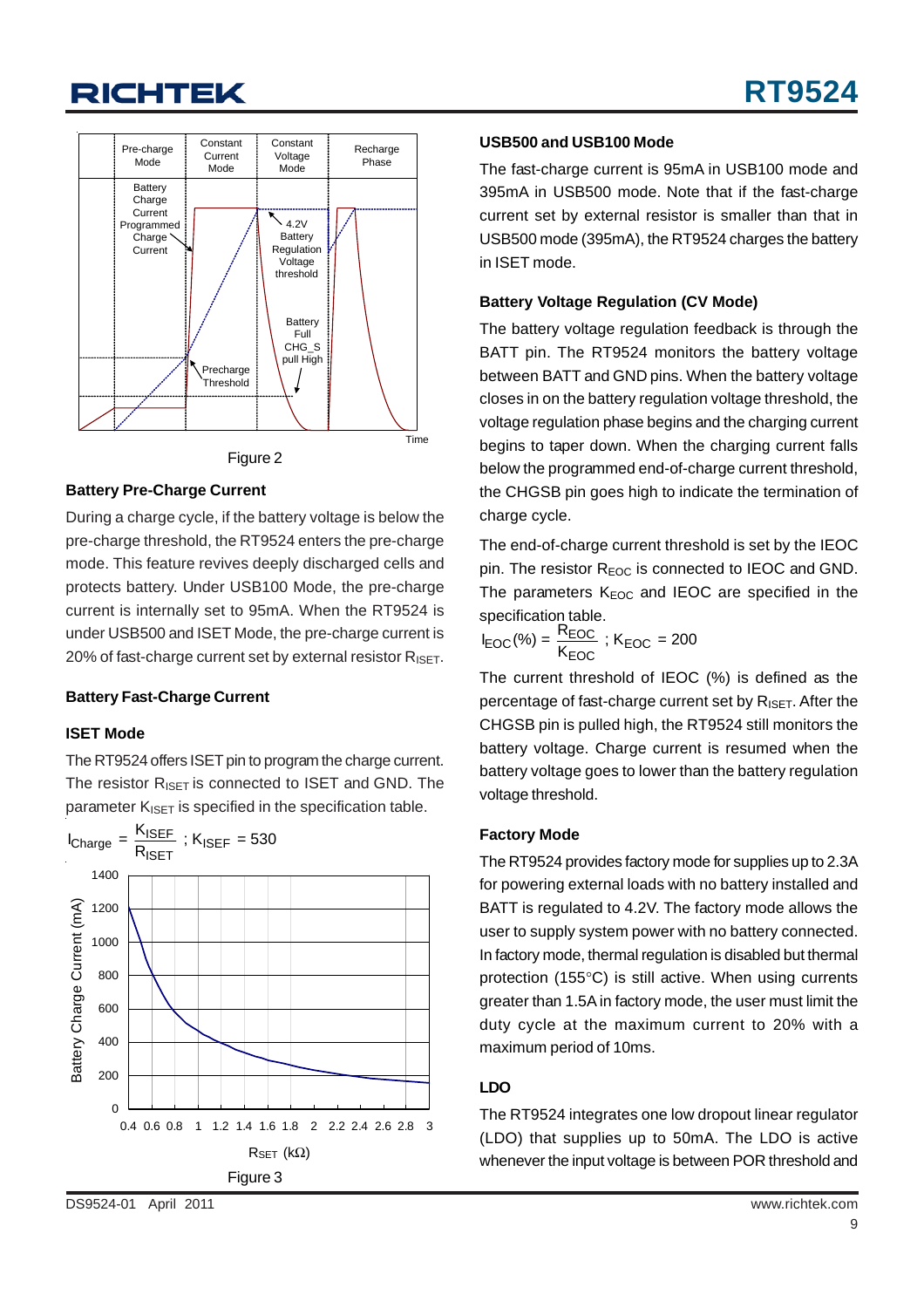Figure 2

### Battery Pre-Charge Current

During a charge cycle, if the battery voltage is below the pre-charge threshold, the RT9524 enters the pre-charge mode. This feature revives deeply discharged cells and protects battery. Under USB100 Mode, the pre-charge current is internally set to 95mA. When the RT9524 is under USB500 and ISET Mode, the pre-charge current is 20% of fast-charge current set by external resistor $R_{ISET}$.

### Battery Fast-Charge Current

### ISET Mode

The RT9524 offers ISET pin to program the charge current. The resistor $R_{ISET}$ is connected to ISET and GND. The parameter $K_{ISET}$ is specified in the specification table.

$$I_{Charge} = \frac{K_{ISEF}}{R_{ISET}} \; ; K_{ISEF} = 530$$

Figure 3

### USB500 and USB100 Mode

The fast-charge current is 95mA in USB100 mode and 395mA in USB500 mode. Note that if the fast-charge current set by external resistor is smaller than that in USB500 mode (395mA), the RT9524 charges the battery in ISET mode.

### Battery Voltage Regulation (CV Mode)

The battery voltage regulation feedback is through the BATT pin. The RT9524 monitors the battery voltage between BATT and GND pins. When the battery voltage closes in on the battery regulation voltage threshold, the voltage regulation phase begins and the charging current begins to taper down. When the charging current falls below the programmed end-of-charge current threshold, the CHGSB pin goes high to indicate the termination of charge cycle.

The end-of-charge current threshold is set by the IEOC pin. The resistor $R_{EOC}$ is connected to IEOC and GND. The parameters $K_{EOC}$ and IEOC are specified in the specification table.

$$I_{EOC}(\%) = \frac{R_{EOC}}{K_{EOC}} \; ; K_{EOC} = 200$$

The current threshold of IEOC (%) is defined as the percentage of fast-charge current set by $R_{ISET}$. After the CHGSB pin is pulled high, the RT9524 still monitors the battery voltage. Charge current is resumed when the battery voltage goes to lower than the battery regulation voltage threshold.

### Factory Mode

The RT9524 provides factory mode for supplies up to 2.3A for powering external loads with no battery installed and BATT is regulated to 4.2V. The factory mode allows the user to supply system power with no battery connected. In factory mode, thermal regulation is disabled but thermal protection (155°C) is still active. When using currents greater than 1.5A in factory mode, the user must limit the duty cycle at the maximum current to 20% with a maximum period of 10ms.

### LDO

The RT9524 integrates one low dropout linear regulator (LDO) that supplies up to 50mA. The LDO is active whenever the input voltage is between POR threshold and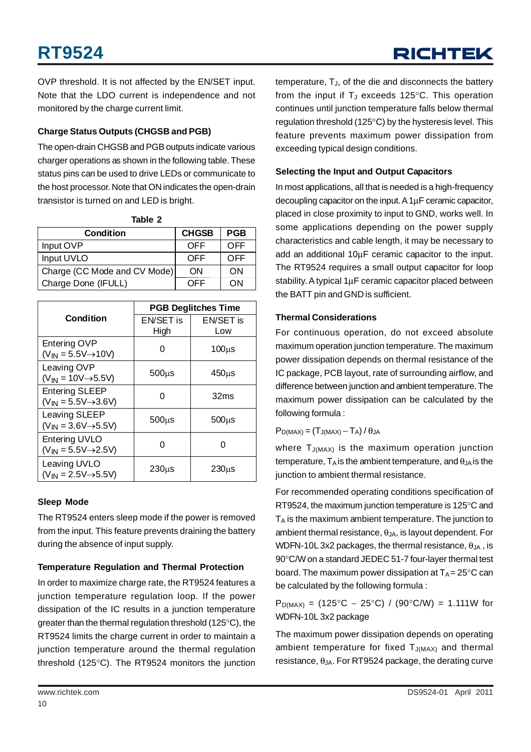OVP threshold. It is not affected by the EN/SET input. Note that the LDO current is independence and not monitored by the charge current limit.

### Charge Status Outputs (CHGSB and PGB)

The open-drain CHGSB and PGB outputs indicate various charger operations as shown in the following table. These status pins can be used to drive LEDs or communicate to the host processor. Note that ON indicates the open-drain transistor is turned on and LED is bright.

Table 2

| Condition | CHGSB | PGB |
|---|---|---|
| Input OVP | OFF | OFF |
| Input UVLO | OFF | OFF |
| Charge (CC Mode and CV Mode) | ON | ON |
| Charge Done (IFULL) | OFF | ON |

| Condition | PGB Deglitches Time | |
|---|---|---|
| | EN/SET is High | EN/SET is Low |
| Entering OVP ($V_{IN}$ = 5.5V→10V) | 0 | 100μs |
| Leaving OVP ($V_{IN}$ = 10V→5.5V) | 500μs | 450μs |
| Entering SLEEP ($V_{IN}$ = 5.5V→3.6V) | 0 | 32ms |
| Leaving SLEEP ($V_{IN}$ = 3.6V→5.5V) | 500μs | 500μs |
| Entering UVLO ($V_{IN}$ = 5.5V→2.5V) | 0 | 0 |
| Leaving UVLO ($V_{IN}$ = 2.5V→5.5V) | 230μs | 230μs |

### Sleep Mode

The RT9524 enters sleep mode if the power is removed from the input. This feature prevents draining the battery during the absence of input supply.

### Temperature Regulation and Thermal Protection

In order to maximize charge rate, the RT9524 features a junction temperature regulation loop. If the power dissipation of the IC results in a junction temperature greater than the thermal regulation threshold (125°C), the RT9524 limits the charge current in order to maintain a junction temperature around the thermal regulation threshold (125°C). The RT9524 monitors the junction temperature, $T_J$, of the die and disconnects the battery from the input if $T_J$ exceeds 125°C. This operation continues until junction temperature falls below thermal regulation threshold (125°C) by the hysteresis level. This feature prevents maximum power dissipation from exceeding typical design conditions.

### Selecting the Input and Output Capacitors

In most applications, all that is needed is a high-frequency decoupling capacitor on the input. A 1μF ceramic capacitor, placed in close proximity to input to GND, works well. In some applications depending on the power supply characteristics and cable length, it may be necessary to add an additional 10μF ceramic capacitor to the input. The RT9524 requires a small output capacitor for loop stability. A typical 1μF ceramic capacitor placed between the BATT pin and GND is sufficient.

### Thermal Considerations

For continuous operation, do not exceed absolute maximum operation junction temperature. The maximum power dissipation depends on thermal resistance of the IC package, PCB layout, rate of surrounding airflow, and difference between junction and ambient temperature. The maximum power dissipation can be calculated by the following formula :

$P_{D(MAX)} = (T_{J(MAX)} - T_A) / \theta_{JA}$

where $T_{J(MAX)}$ is the maximum operation junction temperature, $T_A$ is the ambient temperature, and $\theta_{JA}$ is the junction to ambient thermal resistance.

For recommended operating conditions specification of RT9524, the maximum junction temperature is 125°C and $T_A$ is the maximum ambient temperature. The junction to ambient thermal resistance, $\theta_{JA}$, is layout dependent. For WDFN-10L 3x2 packages, the thermal resistance, $\theta_{JA}$, is 90°C/W on a standard JEDEC 51-7 four-layer thermal test board. The maximum power dissipation at $T_A$ = 25°C can be calculated by the following formula :

$P_{D(MAX)}$ = (125°C − 25°C) / (90°C/W) = 1.111W for WDFN-10L 3x2 package

The maximum power dissipation depends on operating ambient temperature for fixed $T_{J(MAX)}$ and thermal resistance, $\theta_{JA}$. For RT9524 package, the derating curve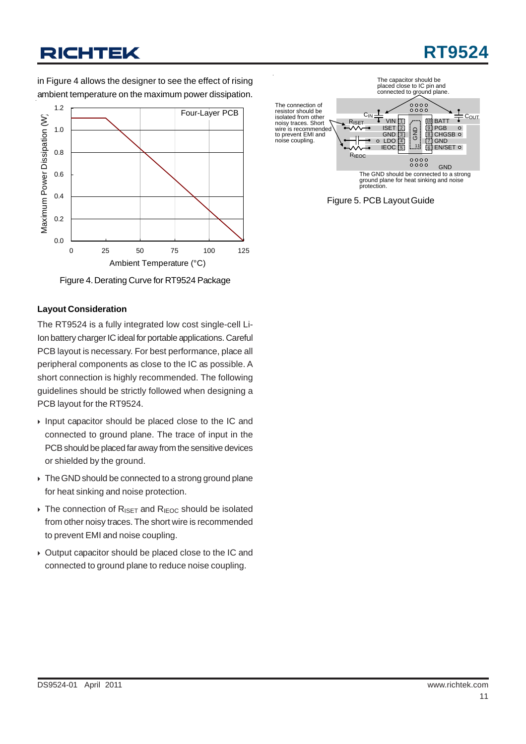in Figure 4 allows the designer to see the effect of rising ambient temperature on the maximum power dissipation.

Figure 4. Derating Curve for RT9524 Package

Figure 5. PCB Layout Guide

### Layout Consideration

The RT9524 is a fully integrated low cost single-cell Li-Ion battery charger IC ideal for portable applications. Careful PCB layout is necessary. For best performance, place all peripheral components as close to the IC as possible. A short connection is highly recommended. The following guidelines should be strictly followed when designing a PCB layout for the RT9524.

- Input capacitor should be placed close to the IC and connected to ground plane. The trace of input in the PCB should be placed far away from the sensitive devices or shielded by the ground.
- The GND should be connected to a strong ground plane for heat sinking and noise protection.
- The connection of $R_{ISET}$ and $R_{IEOC}$ should be isolated from other noisy traces. The short wire is recommended to prevent EMI and noise coupling.
- Output capacitor should be placed close to the IC and connected to ground plane to reduce noise coupling.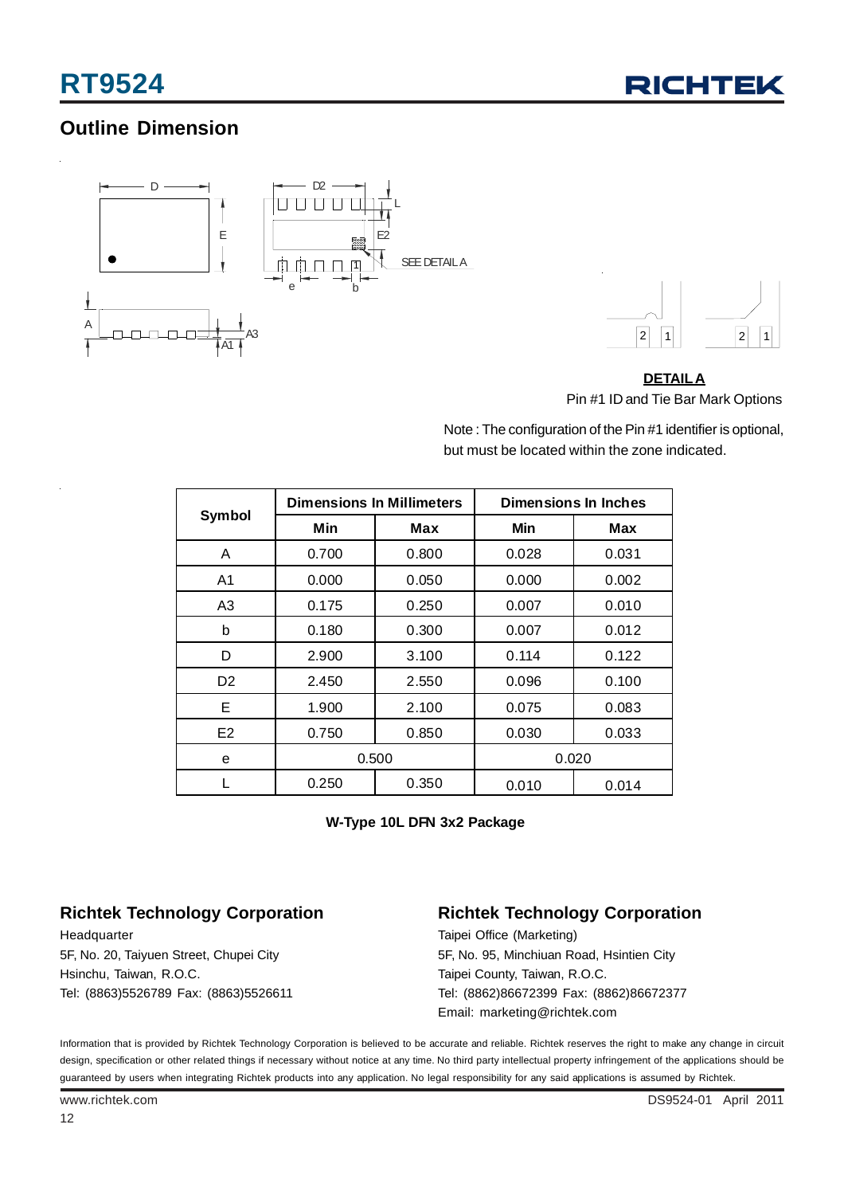## Outline Dimension

D

E

D2

L

E2

SEE DETAIL A

e

b

A

A3

A1

1

2 1

2 1

**DETAIL A**

Pin #1 ID and Tie Bar Mark Options

Note : The configuration of the Pin #1 identifier is optional, but must be located within the zone indicated.

| Symbol | Dimensions In Millimeters | | Dimensions In Inches | |
|---|---|---|---|---|
| | Min | Max | Min | Max |
| A | 0.700 | 0.800 | 0.028 | 0.031 |
| A1 | 0.000 | 0.050 | 0.000 | 0.002 |
| A3 | 0.175 | 0.250 | 0.007 | 0.010 |
| b | 0.180 | 0.300 | 0.007 | 0.012 |
| D | 2.900 | 3.100 | 0.114 | 0.122 |
| D2 | 2.450 | 2.550 | 0.096 | 0.100 |
| E | 1.900 | 2.100 | 0.075 | 0.083 |
| E2 | 0.750 | 0.850 | 0.030 | 0.033 |
| e | 0.500 | | 0.020 | |
| L | 0.250 | 0.350 | 0.010 | 0.014 |

**W-Type 10L DFN 3x2 Package**

### Richtek Technology Corporation

Headquarter
5F, No. 20, Taiyuen Street, Chupei City
Hsinchu, Taiwan, R.O.C.
Tel: (8863)5526789 Fax: (8863)5526611

### Richtek Technology Corporation

Taipei Office (Marketing)
5F, No. 95, Minchiuan Road, Hsintien City
Taipei County, Taiwan, R.O.C.
Tel: (8862)86672399 Fax: (8862)86672377
Email: marketing@richtek.com

Information that is provided by Richtek Technology Corporation is believed to be accurate and reliable. Richtek reserves the right to make any change in circuit design, specification or other related things if necessary without notice at any time. No third party intellectual property infringement of the applications should be guaranteed by users when integrating Richtek products into any application. No legal responsibility for any said applications is assumed by Richtek.